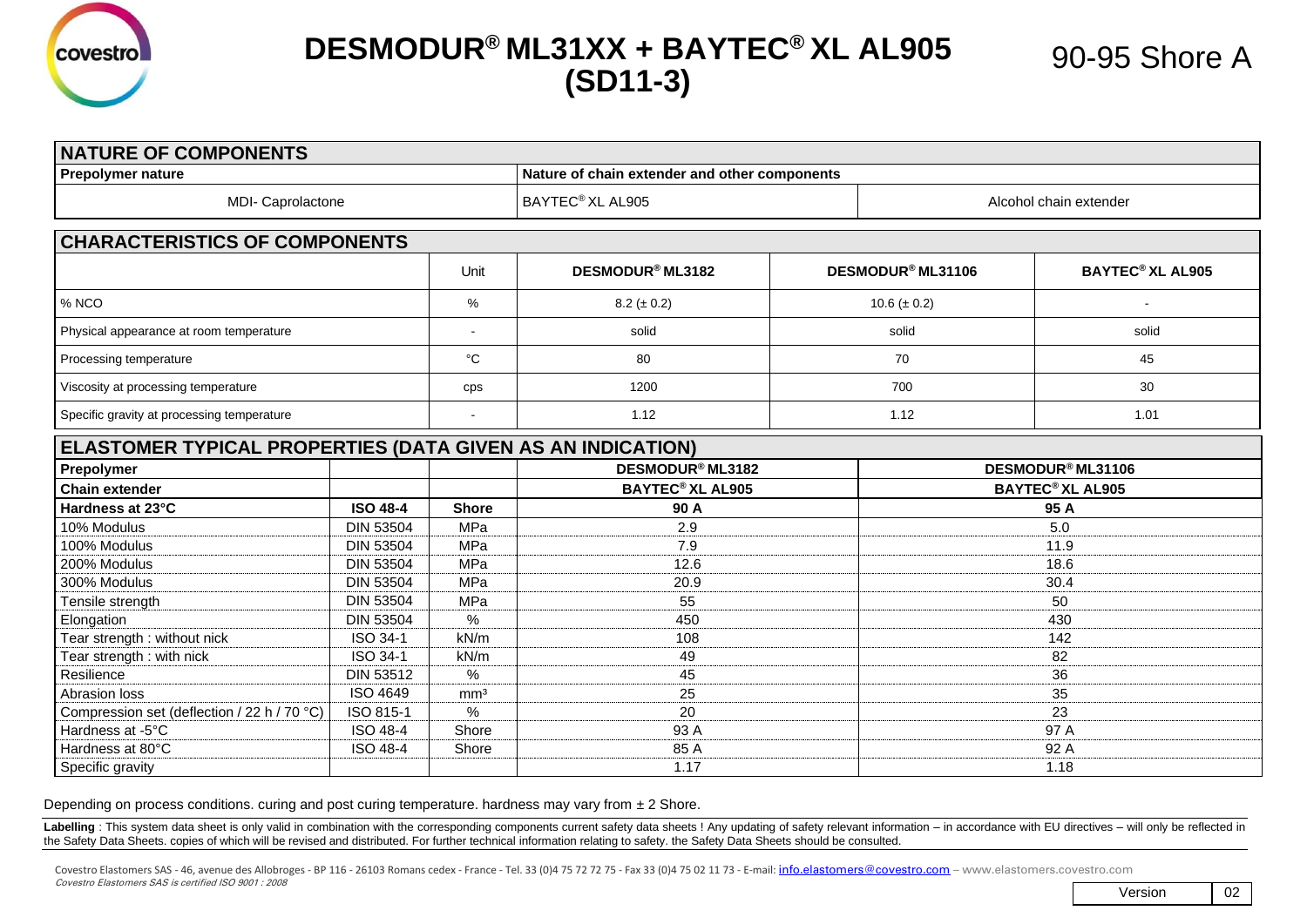# DESMODUR® ML31XX + BAYTEC® XL AL905 (SD11-3)

90-95 Shore A

## NATURE OF COMPONENTS

| Prepolymer nature | Nature of chain extender and other components | |
|---|---|---|
| MDI- Caprolactone | BAYTEC® XL AL905 | Alcohol chain extender |

## CHARACTERISTICS OF COMPONENTS

| | Unit | DESMODUR® ML3182 | DESMODUR® ML31106 | BAYTEC® XL AL905 |
|---|---|---|---|---|
| % NCO | % | 8.2 (± 0.2) | 10.6 (± 0.2) | - |
| Physical appearance at room temperature | - | solid | solid | solid |
| Processing temperature | °C | 80 | 70 | 45 |
| Viscosity at processing temperature | cps | 1200 | 700 | 30 |
| Specific gravity at processing temperature | - | 1.12 | 1.12 | 1.01 |

## ELASTOMER TYPICAL PROPERTIES (DATA GIVEN AS AN INDICATION)

| Prepolymer | | | DESMODUR® ML3182 | DESMODUR® ML31106 |
|---|---|---|---|---|
| **Chain extender** | | | **BAYTEC® XL AL905** | **BAYTEC® XL AL905** |
| **Hardness at 23°C** | **ISO 48-4** | **Shore** | **90 A** | **95 A** |
| 10% Modulus | DIN 53504 | MPa | 2.9 | 5.0 |
| 100% Modulus | DIN 53504 | MPa | 7.9 | 11.9 |
| 200% Modulus | DIN 53504 | MPa | 12.6 | 18.6 |
| 300% Modulus | DIN 53504 | MPa | 20.9 | 30.4 |
| Tensile strength | DIN 53504 | MPa | 55 | 50 |
| Elongation | DIN 53504 | % | 450 | 430 |
| Tear strength : without nick | ISO 34-1 | kN/m | 108 | 142 |
| Tear strength : with nick | ISO 34-1 | kN/m | 49 | 82 |
| Resilience | DIN 53512 | % | 45 | 36 |
| Abrasion loss | ISO 4649 | mm³ | 25 | 35 |
| Compression set (deflection / 22 h / 70 °C) | ISO 815-1 | % | 20 | 23 |
| Hardness at -5°C | ISO 48-4 | Shore | 93 A | 97 A |
| Hardness at 80°C | ISO 48-4 | Shore | 85 A | 92 A |
| Specific gravity | | | 1.17 | 1.18 |

Depending on process conditions. curing and post curing temperature. hardness may vary from ± 2 Shore.

**Labelling** : This system data sheet is only valid in combination with the corresponding components current safety data sheets ! Any updating of safety relevant information – in accordance with EU directives – will only be reflected in the Safety Data Sheets. copies of which will be revised and distributed. For further technical information relating to safety. the Safety Data Sheets should be consulted.

Covestro Elastomers SAS - 46, avenue des Allobroges - BP 116 - 26103 Romans cedex - France - Tel. 33 (0)4 75 72 72 75 - Fax 33 (0)4 75 02 11 73 - E-mail: info.elastomers@covestro.com – www.elastomers.covestro.com

*Covestro Elastomers SAS is certified ISO 9001 : 2008*

| Version | 02 |
|---|---|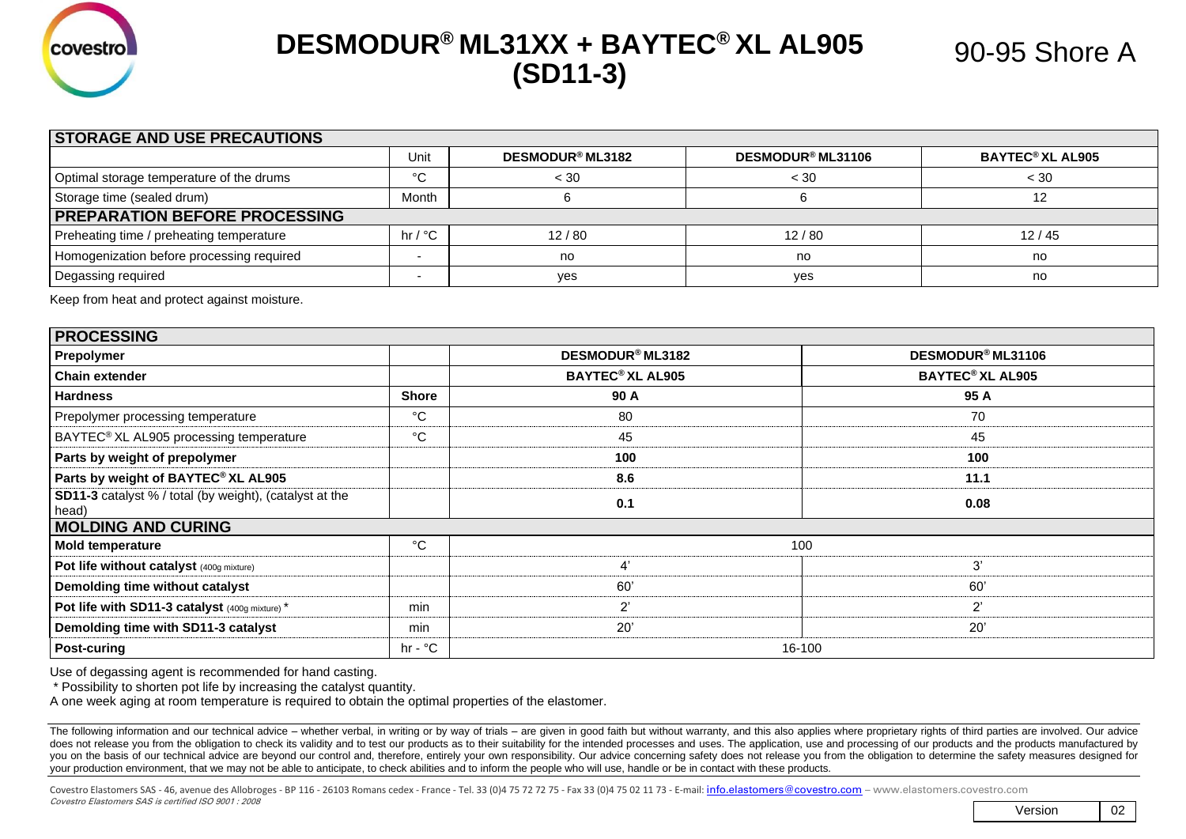# DESMODUR® ML31XX + BAYTEC® XL AL905 (SD11-3)

90-95 Shore A

| STORAGE AND USE PRECAUTIONS | | | | |
|---|---|---|---|---|
| | Unit | DESMODUR® ML3182 | DESMODUR® ML31106 | BAYTEC® XL AL905 |
| Optimal storage temperature of the drums | °C | < 30 | < 30 | < 30 |
| Storage time (sealed drum) | Month | 6 | 6 | 12 |
| **PREPARATION BEFORE PROCESSING** | | | | |
| Preheating time / preheating temperature | hr / °C | 12 / 80 | 12 / 80 | 12 / 45 |
| Homogenization before processing required | - | no | no | no |
| Degassing required | - | yes | yes | no |

Keep from heat and protect against moisture.

| PROCESSING | | | |
|---|---|---|---|
| **Prepolymer** | | **DESMODUR® ML3182** | **DESMODUR® ML31106** |
| **Chain extender** | | **BAYTEC® XL AL905** | **BAYTEC® XL AL905** |
| **Hardness** | **Shore** | **90 A** | **95 A** |
| Prepolymer processing temperature | °C | 80 | 70 |
| BAYTEC® XL AL905 processing temperature | °C | 45 | 45 |
| **Parts by weight of prepolymer** | | **100** | **100** |
| **Parts by weight of BAYTEC® XL AL905** | | **8.6** | **11.1** |
| **SD11-3** catalyst % / total (by weight), (catalyst at the head) | | **0.1** | **0.08** |
| **MOLDING AND CURING** | | | |
| **Mold temperature** | °C | 100 | |
| **Pot life without catalyst** (400g mixture) | | 4' | 3' |
| **Demolding time without catalyst** | | 60' | 60' |
| **Pot life with SD11-3 catalyst** (400g mixture) * | min | 2' | 2' |
| **Demolding time with SD11-3 catalyst** | min | 20' | 20' |
| **Post-curing** | hr - °C | 16-100 | |

Use of degassing agent is recommended for hand casting.

\* Possibility to shorten pot life by increasing the catalyst quantity.

A one week aging at room temperature is required to obtain the optimal properties of the elastomer.

The following information and our technical advice – whether verbal, in writing or by way of trials – are given in good faith but without warranty, and this also applies where proprietary rights of third parties are involved. Our advice does not release you from the obligation to check its validity and to test our products as to their suitability for the intended processes and uses. The application, use and processing of our products and the products manufactured by you on the basis of our technical advice are beyond our control and, therefore, entirely your own responsibility. Our advice concerning safety does not release you from the obligation to determine the safety measures designed for your production environment, that we may not be able to anticipate, to check abilities and to inform the people who will use, handle or be in contact with these products.

Covestro Elastomers SAS - 46, avenue des Allobroges - BP 116 - 26103 Romans cedex - France - Tel. 33 (0)4 75 72 72 75 - Fax 33 (0)4 75 02 11 73 - E-mail: info.elastomers@covestro.com – www.elastomers.covestro.com

*Covestro Elastomers SAS is certified ISO 9001 : 2008*

| Version | 02 |
|---|---|